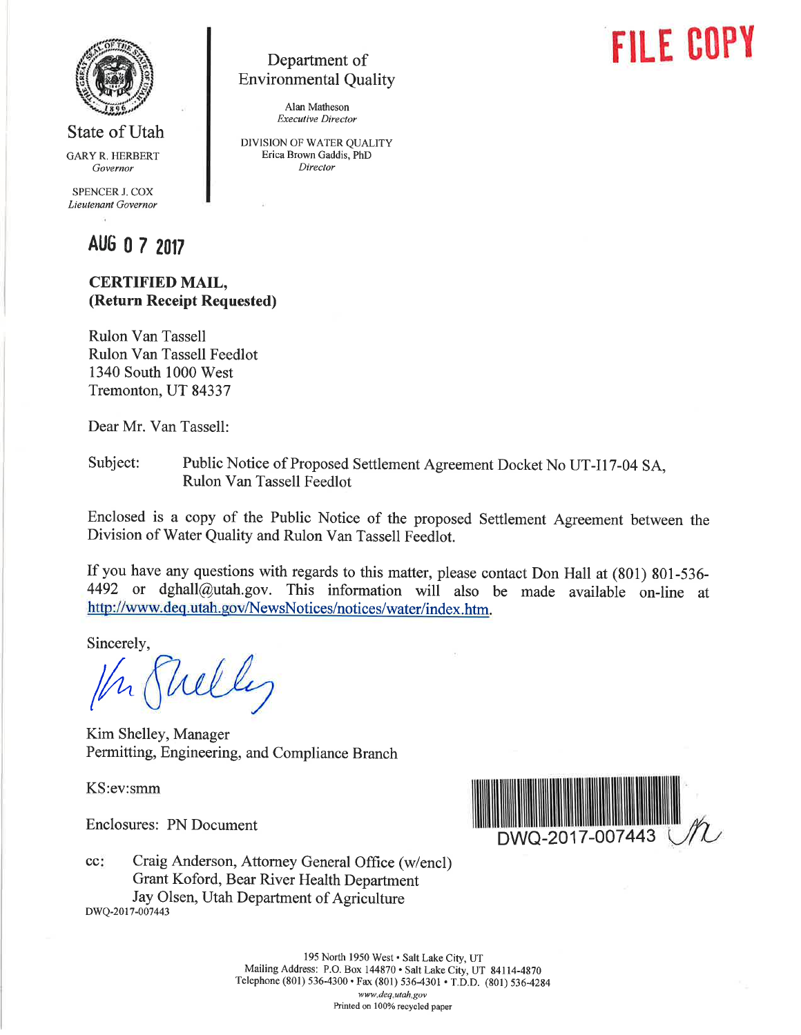FILE COPY

State of Utah

GARY R. HERBERT
*Governor*

SPENCER J. COX
*Lieutenant Governor*

Department of Environmental Quality

Alan Matheson
*Executive Director*

DIVISION OF WATER QUALITY
Erica Brown Gaddis, PhD
*Director*

AUG 07 2017

**CERTIFIED MAIL,**
**(Return Receipt Requested)**

Rulon Van Tassell
Rulon Van Tassell Feedlot
1340 South 1000 West
Tremonton, UT 84337

Dear Mr. Van Tassell:

Subject: Public Notice of Proposed Settlement Agreement Docket No UT-I17-04 SA, Rulon Van Tassell Feedlot

Enclosed is a copy of the Public Notice of the proposed Settlement Agreement between the Division of Water Quality and Rulon Van Tassell Feedlot.

If you have any questions with regards to this matter, please contact Don Hall at (801) 801-536-4492 or dghall@utah.gov. This information will also be made available on-line at http://www.deq.utah.gov/NewsNotices/notices/water/index.htm.

Sincerely,

Kim Shelley, Manager
Permitting, Engineering, and Compliance Branch

KS:ev:smm

Enclosures: PN Document

DWQ-2017-007443

cc: Craig Anderson, Attorney General Office (w/encl)
Grant Koford, Bear River Health Department
Jay Olsen, Utah Department of Agriculture

DWQ-2017-007443

195 North 1950 West • Salt Lake City, UT
Mailing Address: P.O. Box 144870 • Salt Lake City, UT 84114-4870
Telephone (801) 536-4300 • Fax (801) 536-4301 • T.D.D. (801) 536-4284
*www.deq.utah.gov*
Printed on 100% recycled paper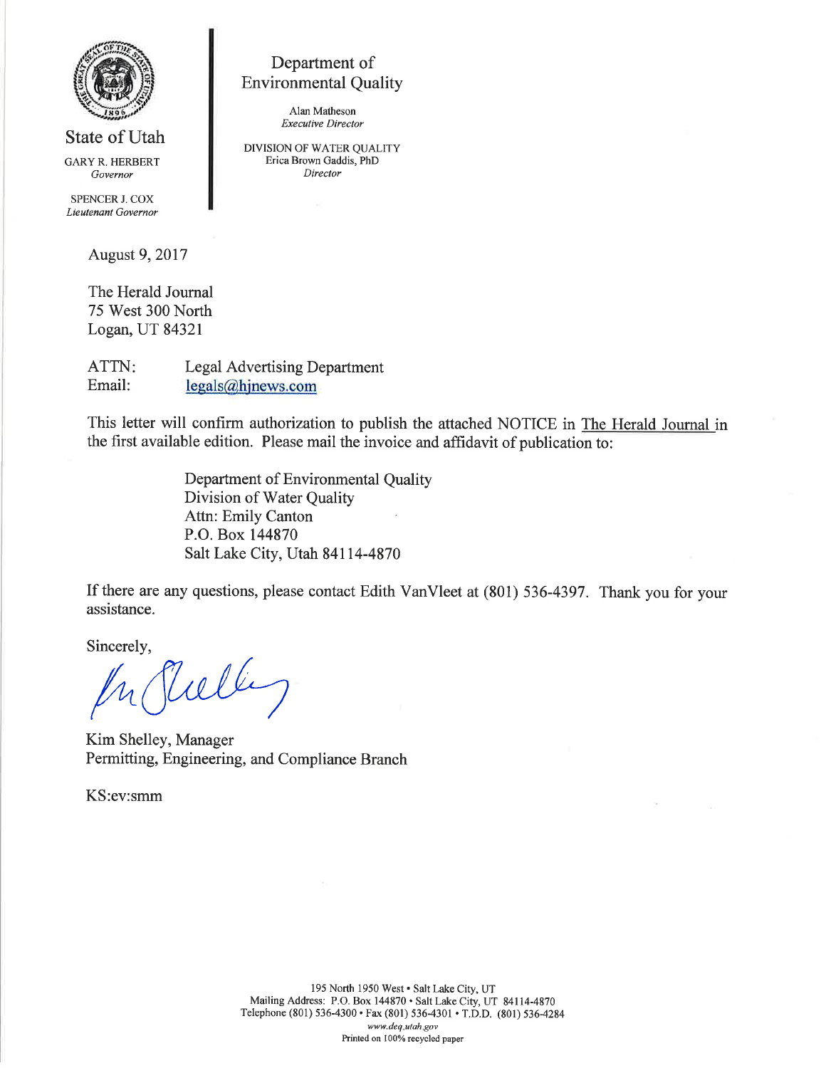State of Utah

GARY R. HERBERT
*Governor*

SPENCER J. COX
*Lieutenant Governor*

Department of
Environmental Quality

Alan Matheson
*Executive Director*

DIVISION OF WATER QUALITY
Erica Brown Gaddis, PhD
*Director*

August 9, 2017

The Herald Journal
75 West 300 North
Logan, UT 84321

ATTN: Legal Advertising Department
Email: legals@hjnews.com

This letter will confirm authorization to publish the attached NOTICE in The Herald Journal in the first available edition. Please mail the invoice and affidavit of publication to:

> Department of Environmental Quality
> Division of Water Quality
> Attn: Emily Canton
> P.O. Box 144870
> Salt Lake City, Utah 84114-4870

If there are any questions, please contact Edith VanVleet at (801) 536-4397. Thank you for your assistance.

Sincerely,

Kim Shelley, Manager
Permitting, Engineering, and Compliance Branch

KS:ev:smm

195 North 1950 West • Salt Lake City, UT
Mailing Address: P.O. Box 144870 • Salt Lake City, UT 84114-4870
Telephone (801) 536-4300 • Fax (801) 536-4301 • T.D.D. (801) 536-4284
*www.deq.utah.gov*
Printed on 100% recycled paper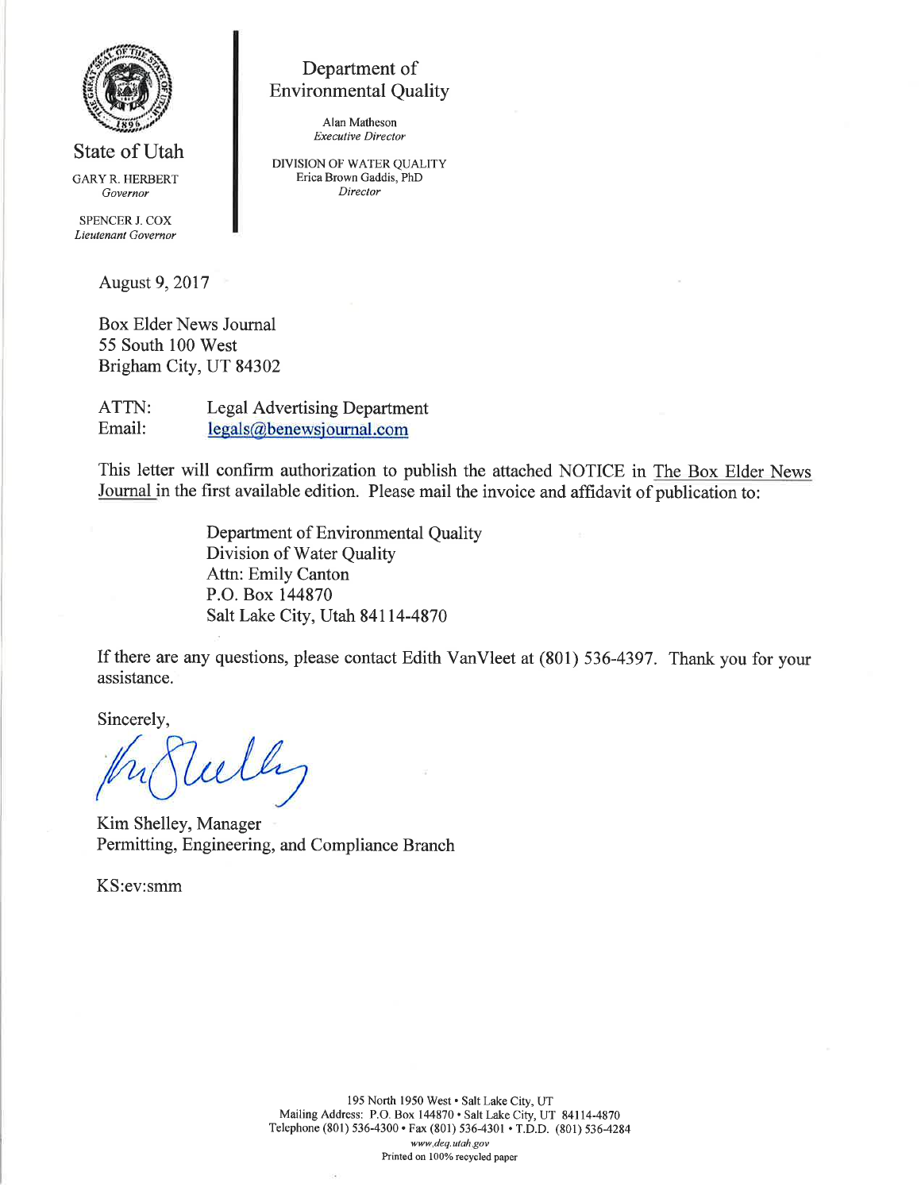State of Utah

GARY R. HERBERT
*Governor*

SPENCER J. COX
*Lieutenant Governor*

Department of Environmental Quality

Alan Matheson
*Executive Director*

DIVISION OF WATER QUALITY
Erica Brown Gaddis, PhD
*Director*

August 9, 2017

Box Elder News Journal
55 South 100 West
Brigham City, UT 84302

ATTN: Legal Advertising Department
Email: legals@benewsjournal.com

This letter will confirm authorization to publish the attached NOTICE in The Box Elder News Journal in the first available edition. Please mail the invoice and affidavit of publication to:

> Department of Environmental Quality
> Division of Water Quality
> Attn: Emily Canton
> P.O. Box 144870
> Salt Lake City, Utah 84114-4870

If there are any questions, please contact Edith VanVleet at (801) 536-4397. Thank you for your assistance.

Sincerely,

Kim Shelley, Manager
Permitting, Engineering, and Compliance Branch

KS:ev:smm

195 North 1950 West • Salt Lake City, UT
Mailing Address: P.O. Box 144870 • Salt Lake City, UT 84114-4870
Telephone (801) 536-4300 • Fax (801) 536-4301 • T.D.D. (801) 536-4284
*www.deq.utah.gov*
Printed on 100% recycled paper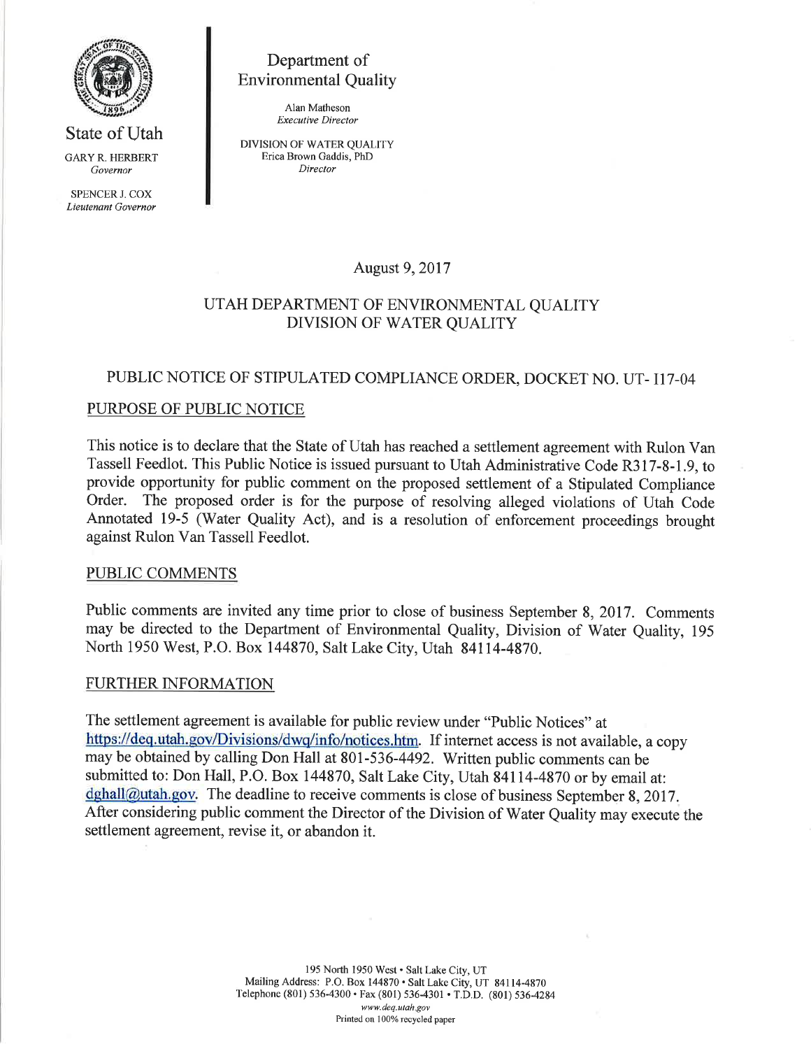State of Utah

GARY R. HERBERT
*Governor*

SPENCER J. COX
*Lieutenant Governor*

Department of Environmental Quality

Alan Matheson
*Executive Director*

DIVISION OF WATER QUALITY
Erica Brown Gaddis, PhD
*Director*

August 9, 2017

UTAH DEPARTMENT OF ENVIRONMENTAL QUALITY
DIVISION OF WATER QUALITY

## PUBLIC NOTICE OF STIPULATED COMPLIANCE ORDER, DOCKET NO. UT- I17-04

### PURPOSE OF PUBLIC NOTICE

This notice is to declare that the State of Utah has reached a settlement agreement with Rulon Van Tassell Feedlot. This Public Notice is issued pursuant to Utah Administrative Code R317-8-1.9, to provide opportunity for public comment on the proposed settlement of a Stipulated Compliance Order. The proposed order is for the purpose of resolving alleged violations of Utah Code Annotated 19-5 (Water Quality Act), and is a resolution of enforcement proceedings brought against Rulon Van Tassell Feedlot.

### PUBLIC COMMENTS

Public comments are invited any time prior to close of business September 8, 2017. Comments may be directed to the Department of Environmental Quality, Division of Water Quality, 195 North 1950 West, P.O. Box 144870, Salt Lake City, Utah 84114-4870.

### FURTHER INFORMATION

The settlement agreement is available for public review under "Public Notices" at https://deq.utah.gov/Divisions/dwq/info/notices.htm. If internet access is not available, a copy may be obtained by calling Don Hall at 801-536-4492. Written public comments can be submitted to: Don Hall, P.O. Box 144870, Salt Lake City, Utah 84114-4870 or by email at: dghall@utah.gov. The deadline to receive comments is close of business September 8, 2017. After considering public comment the Director of the Division of Water Quality may execute the settlement agreement, revise it, or abandon it.

195 North 1950 West • Salt Lake City, UT
Mailing Address: P.O. Box 144870 • Salt Lake City, UT 84114-4870
Telephone (801) 536-4300 • Fax (801) 536-4301 • T.D.D. (801) 536-4284
*www.deq.utah.gov*
Printed on 100% recycled paper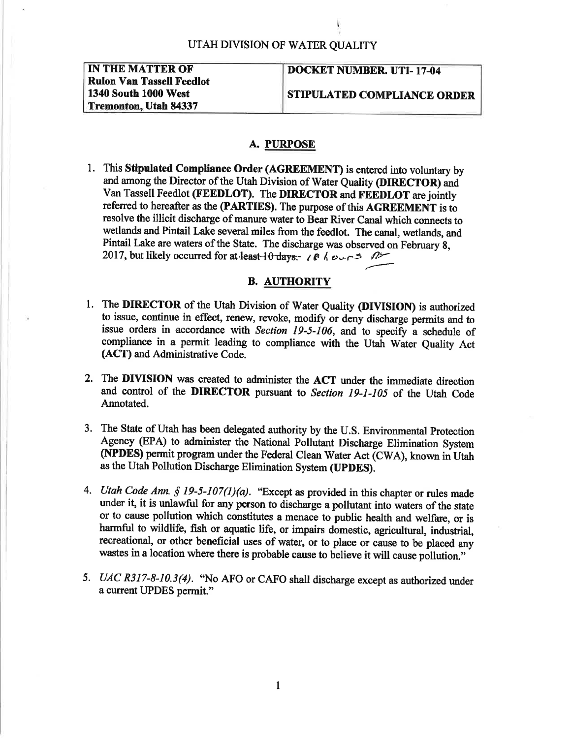UTAH DIVISION OF WATER QUALITY

| IN THE MATTER OF Rulon Van Tassell Feedlot 1340 South 1000 West Tremonton, Utah 84337 | DOCKET NUMBER. UTI- 17-04 STIPULATED COMPLIANCE ORDER |
| --- | --- |

## A. PURPOSE

1. This **Stipulated Compliance Order (AGREEMENT)** is entered into voluntary by and among the Director of the Utah Division of Water Quality **(DIRECTOR)** and Van Tassell Feedlot **(FEEDLOT)**. The **DIRECTOR** and **FEEDLOT** are jointly referred to hereafter as the **(PARTIES)**. The purpose of this **AGREEMENT** is to resolve the illicit discharge of manure water to Bear River Canal which connects to wetlands and Pintail Lake several miles from the feedlot. The canal, wetlands, and Pintail Lake are waters of the State. The discharge was observed on February 8, 2017, but likely occurred for at ~~least 10 days.~~ 18 hours

## B. AUTHORITY

1. The **DIRECTOR** of the Utah Division of Water Quality **(DIVISION)** is authorized to issue, continue in effect, renew, revoke, modify or deny discharge permits and to issue orders in accordance with *Section 19-5-106*, and to specify a schedule of compliance in a permit leading to compliance with the Utah Water Quality Act **(ACT)** and Administrative Code.

2. The **DIVISION** was created to administer the **ACT** under the immediate direction and control of the **DIRECTOR** pursuant to *Section 19-1-105* of the Utah Code Annotated.

3. The State of Utah has been delegated authority by the U.S. Environmental Protection Agency (EPA) to administer the National Pollutant Discharge Elimination System **(NPDES)** permit program under the Federal Clean Water Act (CWA), known in Utah as the Utah Pollution Discharge Elimination System **(UPDES)**.

4. *Utah Code Ann. § 19-5-107(1)(a)*. "Except as provided in this chapter or rules made under it, it is unlawful for any person to discharge a pollutant into waters of the state or to cause pollution which constitutes a menace to public health and welfare, or is harmful to wildlife, fish or aquatic life, or impairs domestic, agricultural, industrial, recreational, or other beneficial uses of water, or to place or cause to be placed any wastes in a location where there is probable cause to believe it will cause pollution."

5. *UAC R317-8-10.3(4)*. "No AFO or CAFO shall discharge except as authorized under a current UPDES permit."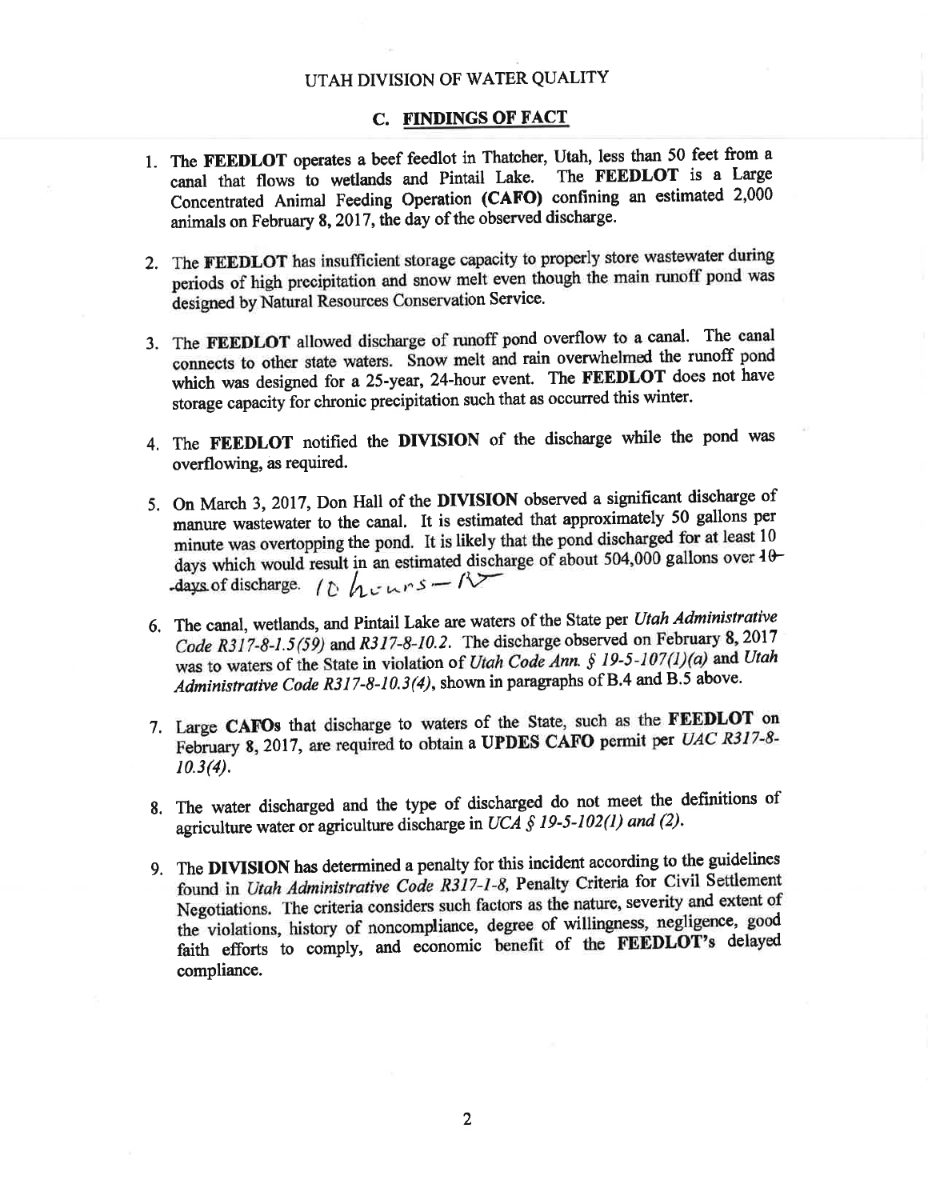UTAH DIVISION OF WATER QUALITY

## C. FINDINGS OF FACT

1. The **FEEDLOT** operates a beef feedlot in Thatcher, Utah, less than 50 feet from a canal that flows to wetlands and Pintail Lake. The **FEEDLOT** is a Large Concentrated Animal Feeding Operation **(CAFO)** confining an estimated 2,000 animals on February 8, 2017, the day of the observed discharge.

2. The **FEEDLOT** has insufficient storage capacity to properly store wastewater during periods of high precipitation and snow melt even though the main runoff pond was designed by Natural Resources Conservation Service.

3. The **FEEDLOT** allowed discharge of runoff pond overflow to a canal. The canal connects to other state waters. Snow melt and rain overwhelmed the runoff pond which was designed for a 25-year, 24-hour event. The **FEEDLOT** does not have storage capacity for chronic precipitation such that as occurred this winter.

4. The **FEEDLOT** notified the **DIVISION** of the discharge while the pond was overflowing, as required.

5. On March 3, 2017, Don Hall of the **DIVISION** observed a significant discharge of manure wastewater to the canal. It is estimated that approximately 50 gallons per minute was overtopping the pond. It is likely that the pond discharged for at least 10 days which would result in an estimated discharge of about 504,000 gallons over ~~10 days~~ of discharge. 10 hours – RF

6. The canal, wetlands, and Pintail Lake are waters of the State per *Utah Administrative Code R317-8-1.5(59)* and *R317-8-10.2*. The discharge observed on February 8, 2017 was to waters of the State in violation of *Utah Code Ann. § 19-5-107(1)(a)* and *Utah Administrative Code R317-8-10.3(4)*, shown in paragraphs of B.4 and B.5 above.

7. Large **CAFOs** that discharge to waters of the State, such as the **FEEDLOT** on February 8, 2017, are required to obtain a **UPDES CAFO** permit per *UAC R317-8-10.3(4)*.

8. The water discharged and the type of discharged do not meet the definitions of agriculture water or agriculture discharge in *UCA § 19-5-102(1) and (2)*.

9. The **DIVISION** has determined a penalty for this incident according to the guidelines found in *Utah Administrative Code R317-1-8*, Penalty Criteria for Civil Settlement Negotiations. The criteria considers such factors as the nature, severity and extent of the violations, history of noncompliance, degree of willingness, negligence, good faith efforts to comply, and economic benefit of the **FEEDLOT**'s delayed compliance.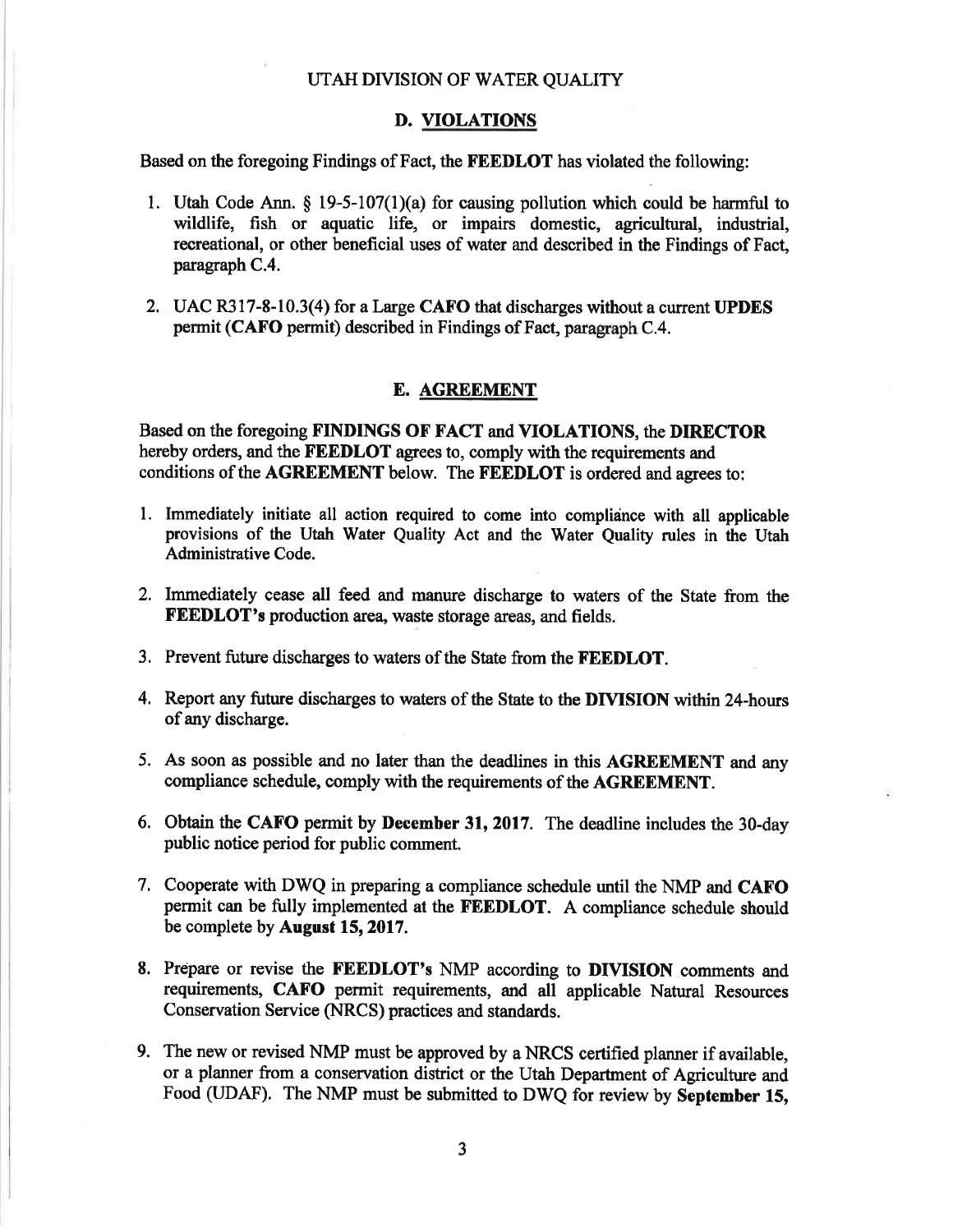UTAH DIVISION OF WATER QUALITY

## D. VIOLATIONS

Based on the foregoing Findings of Fact, the **FEEDLOT** has violated the following:

1. Utah Code Ann. § 19-5-107(1)(a) for causing pollution which could be harmful to wildlife, fish or aquatic life, or impairs domestic, agricultural, industrial, recreational, or other beneficial uses of water and described in the Findings of Fact, paragraph C.4.

2. UAC R317-8-10.3(4) for a Large **CAFO** that discharges without a current **UPDES** permit (**CAFO** permit) described in Findings of Fact, paragraph C.4.

## E. AGREEMENT

Based on the foregoing **FINDINGS OF FACT** and **VIOLATIONS**, the **DIRECTOR** hereby orders, and the **FEEDLOT** agrees to, comply with the requirements and conditions of the **AGREEMENT** below. The **FEEDLOT** is ordered and agrees to:

1. Immediately initiate all action required to come into compliance with all applicable provisions of the Utah Water Quality Act and the Water Quality rules in the Utah Administrative Code.

2. Immediately cease all feed and manure discharge to waters of the State from the **FEEDLOT's** production area, waste storage areas, and fields.

3. Prevent future discharges to waters of the State from the **FEEDLOT**.

4. Report any future discharges to waters of the State to the **DIVISION** within 24-hours of any discharge.

5. As soon as possible and no later than the deadlines in this **AGREEMENT** and any compliance schedule, comply with the requirements of the **AGREEMENT**.

6. Obtain the **CAFO** permit by **December 31, 2017**. The deadline includes the 30-day public notice period for public comment.

7. Cooperate with DWQ in preparing a compliance schedule until the NMP and **CAFO** permit can be fully implemented at the **FEEDLOT**. A compliance schedule should be complete by **August 15, 2017**.

8. Prepare or revise the **FEEDLOT's** NMP according to **DIVISION** comments and requirements, **CAFO** permit requirements, and all applicable Natural Resources Conservation Service (NRCS) practices and standards.

9. The new or revised NMP must be approved by a NRCS certified planner if available, or a planner from a conservation district or the Utah Department of Agriculture and Food (UDAF). The NMP must be submitted to DWQ for review by **September 15,**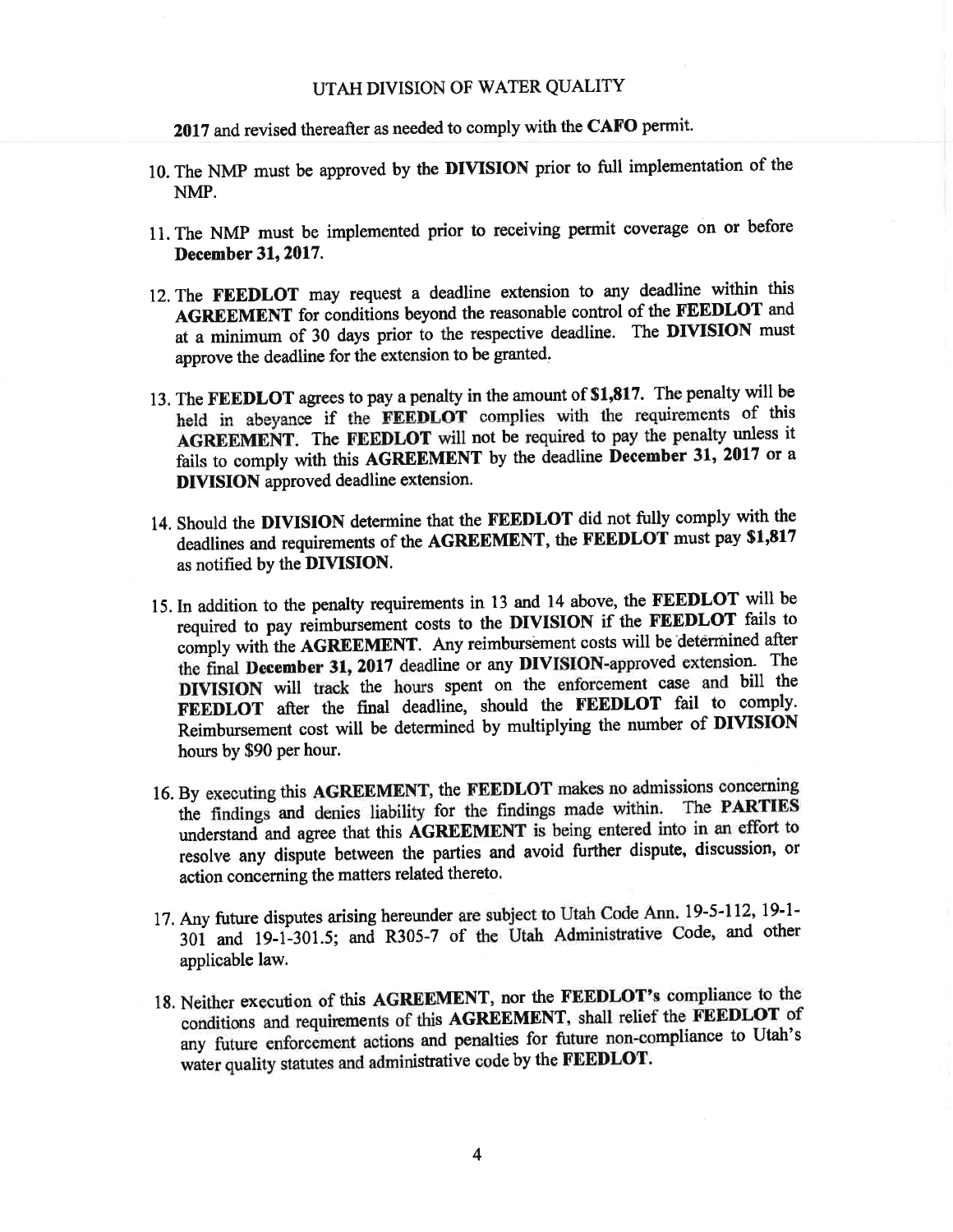**2017** and revised thereafter as needed to comply with the **CAFO** permit.

10. The NMP must be approved by the **DIVISION** prior to full implementation of the NMP.

11. The NMP must be implemented prior to receiving permit coverage on or before **December 31, 2017**.

12. The **FEEDLOT** may request a deadline extension to any deadline within this **AGREEMENT** for conditions beyond the reasonable control of the **FEEDLOT** and at a minimum of 30 days prior to the respective deadline. The **DIVISION** must approve the deadline for the extension to be granted.

13. The **FEEDLOT** agrees to pay a penalty in the amount of **$1,817**. The penalty will be held in abeyance if the **FEEDLOT** complies with the requirements of this **AGREEMENT**. The **FEEDLOT** will not be required to pay the penalty unless it fails to comply with this **AGREEMENT** by the deadline **December 31, 2017** or a **DIVISION** approved deadline extension.

14. Should the **DIVISION** determine that the **FEEDLOT** did not fully comply with the deadlines and requirements of the **AGREEMENT**, the **FEEDLOT** must pay **$1,817** as notified by the **DIVISION**.

15. In addition to the penalty requirements in 13 and 14 above, the **FEEDLOT** will be required to pay reimbursement costs to the **DIVISION** if the **FEEDLOT** fails to comply with the **AGREEMENT**. Any reimbursement costs will be determined after the final **December 31, 2017** deadline or any **DIVISION**-approved extension. The **DIVISION** will track the hours spent on the enforcement case and bill the **FEEDLOT** after the final deadline, should the **FEEDLOT** fail to comply. Reimbursement cost will be determined by multiplying the number of **DIVISION** hours by $90 per hour.

16. By executing this **AGREEMENT**, the **FEEDLOT** makes no admissions concerning the findings and denies liability for the findings made within. The **PARTIES** understand and agree that this **AGREEMENT** is being entered into in an effort to resolve any dispute between the parties and avoid further dispute, discussion, or action concerning the matters related thereto.

17. Any future disputes arising hereunder are subject to Utah Code Ann. 19-5-112, 19-1-301 and 19-1-301.5; and R305-7 of the Utah Administrative Code, and other applicable law.

18. Neither execution of this **AGREEMENT**, nor the **FEEDLOT's** compliance to the conditions and requirements of this **AGREEMENT**, shall relief the **FEEDLOT** of any future enforcement actions and penalties for future non-compliance to Utah's water quality statutes and administrative code by the **FEEDLOT**.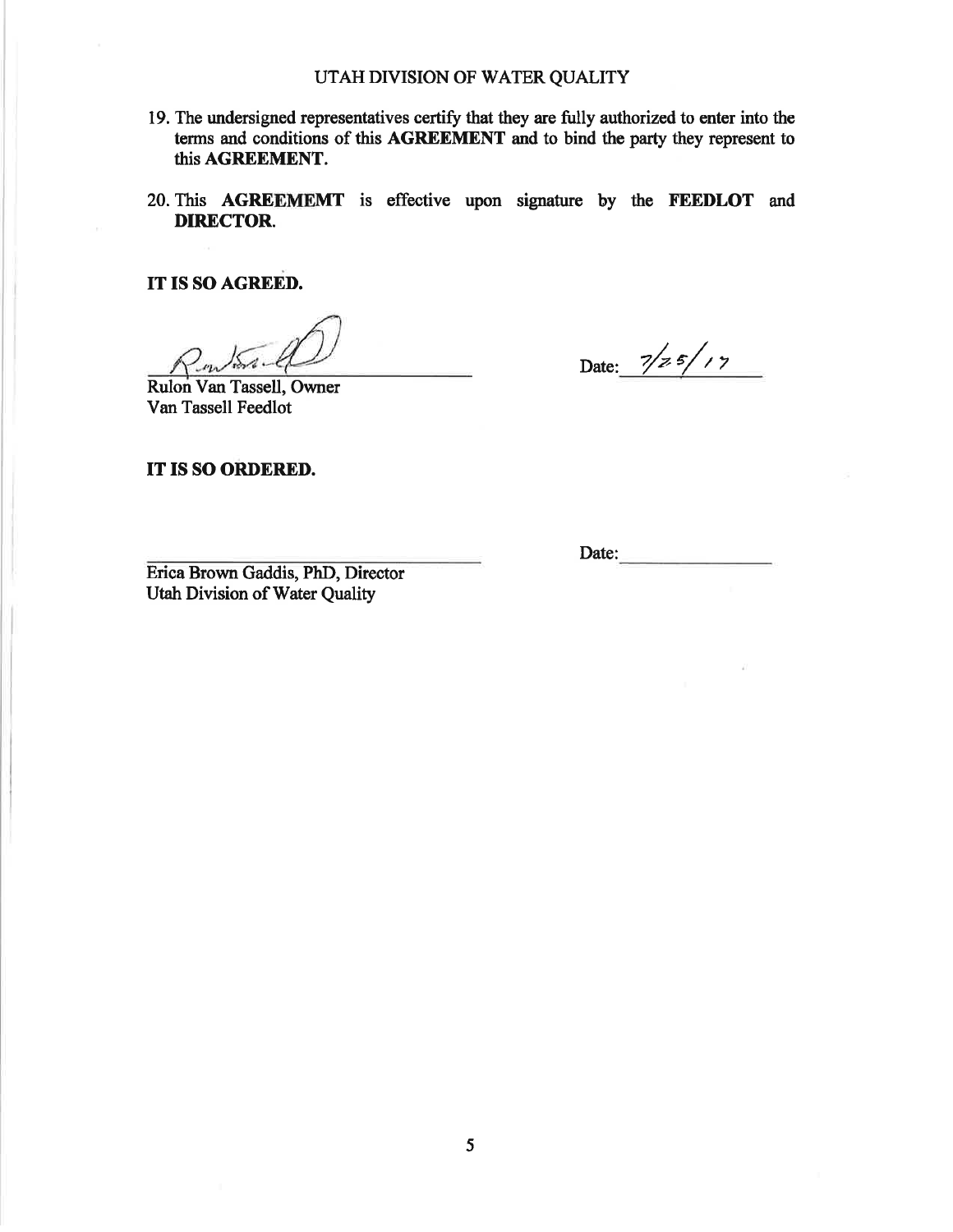UTAH DIVISION OF WATER QUALITY

19. The undersigned representatives certify that they are fully authorized to enter into the terms and conditions of this **AGREEMENT** and to bind the party they represent to this **AGREEMENT**.

20. This **AGREEMEMT** is effective upon signature by the **FEEDLOT** and **DIRECTOR**.

**IT IS SO AGREED.**

_______________________________ Date: 7/25/17

Rulon Van Tassell, Owner
Van Tassell Feedlot

**IT IS SO ORDERED.**

_______________________________ Date: _______________

Erica Brown Gaddis, PhD, Director
Utah Division of Water Quality